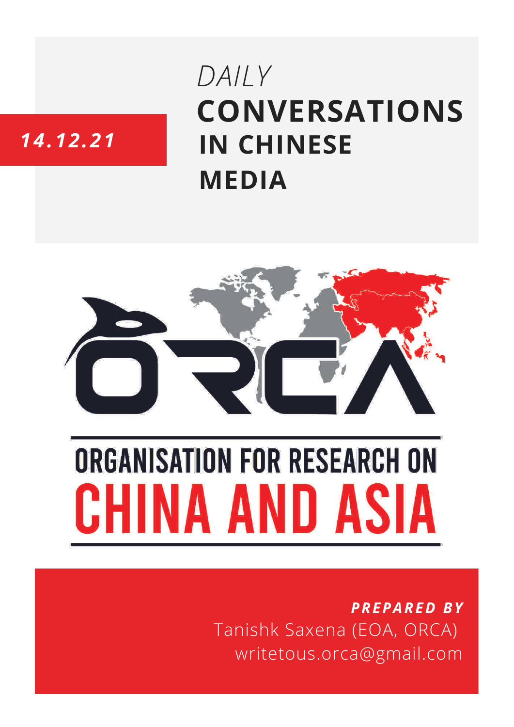14.12.21

# *DAILY* CONVERSATIONS IN CHINESE MEDIA

ORCA

ORGANISATION FOR RESEARCH ON CHINA AND ASIA

***PREPARED BY***

Tanishk Saxena (EOA, ORCA)

writetous.orca@gmail.com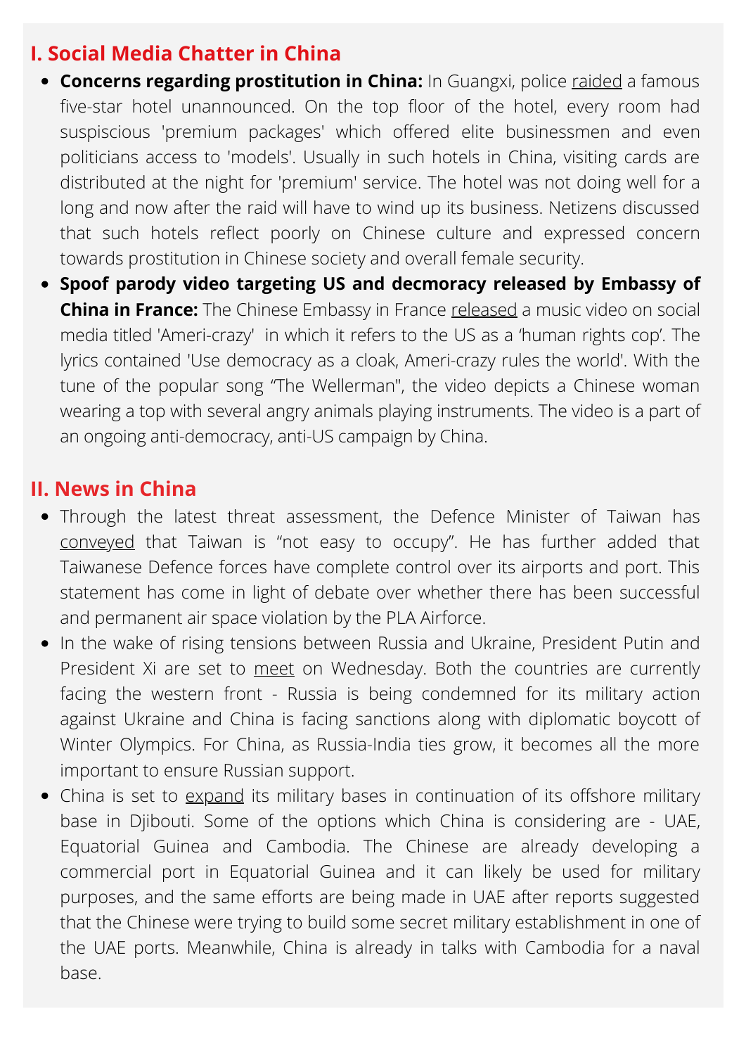## I. Social Media Chatter in China

- **Concerns regarding prostitution in China:** In Guangxi, police raided a famous five-star hotel unannounced. On the top floor of the hotel, every room had suspiscious 'premium packages' which offered elite businessmen and even politicians access to 'models'. Usually in such hotels in China, visiting cards are distributed at the night for 'premium' service. The hotel was not doing well for a long and now after the raid will have to wind up its business. Netizens discussed that such hotels reflect poorly on Chinese culture and expressed concern towards prostitution in Chinese society and overall female security.
- **Spoof parody video targeting US and decmoracy released by Embassy of China in France:** The Chinese Embassy in France released a music video on social media titled 'Ameri-crazy' in which it refers to the US as a 'human rights cop'. The lyrics contained 'Use democracy as a cloak, Ameri-crazy rules the world'. With the tune of the popular song "The Wellerman", the video depicts a Chinese woman wearing a top with several angry animals playing instruments. The video is a part of an ongoing anti-democracy, anti-US campaign by China.

## II. News in China

- Through the latest threat assessment, the Defence Minister of Taiwan has conveyed that Taiwan is "not easy to occupy". He has further added that Taiwanese Defence forces have complete control over its airports and port. This statement has come in light of debate over whether there has been successful and permanent air space violation by the PLA Airforce.
- In the wake of rising tensions between Russia and Ukraine, President Putin and President Xi are set to meet on Wednesday. Both the countries are currently facing the western front - Russia is being condemned for its military action against Ukraine and China is facing sanctions along with diplomatic boycott of Winter Olympics. For China, as Russia-India ties grow, it becomes all the more important to ensure Russian support.
- China is set to expand its military bases in continuation of its offshore military base in Djibouti. Some of the options which China is considering are - UAE, Equatorial Guinea and Cambodia. The Chinese are already developing a commercial port in Equatorial Guinea and it can likely be used for military purposes, and the same efforts are being made in UAE after reports suggested that the Chinese were trying to build some secret military establishment in one of the UAE ports. Meanwhile, China is already in talks with Cambodia for a naval base.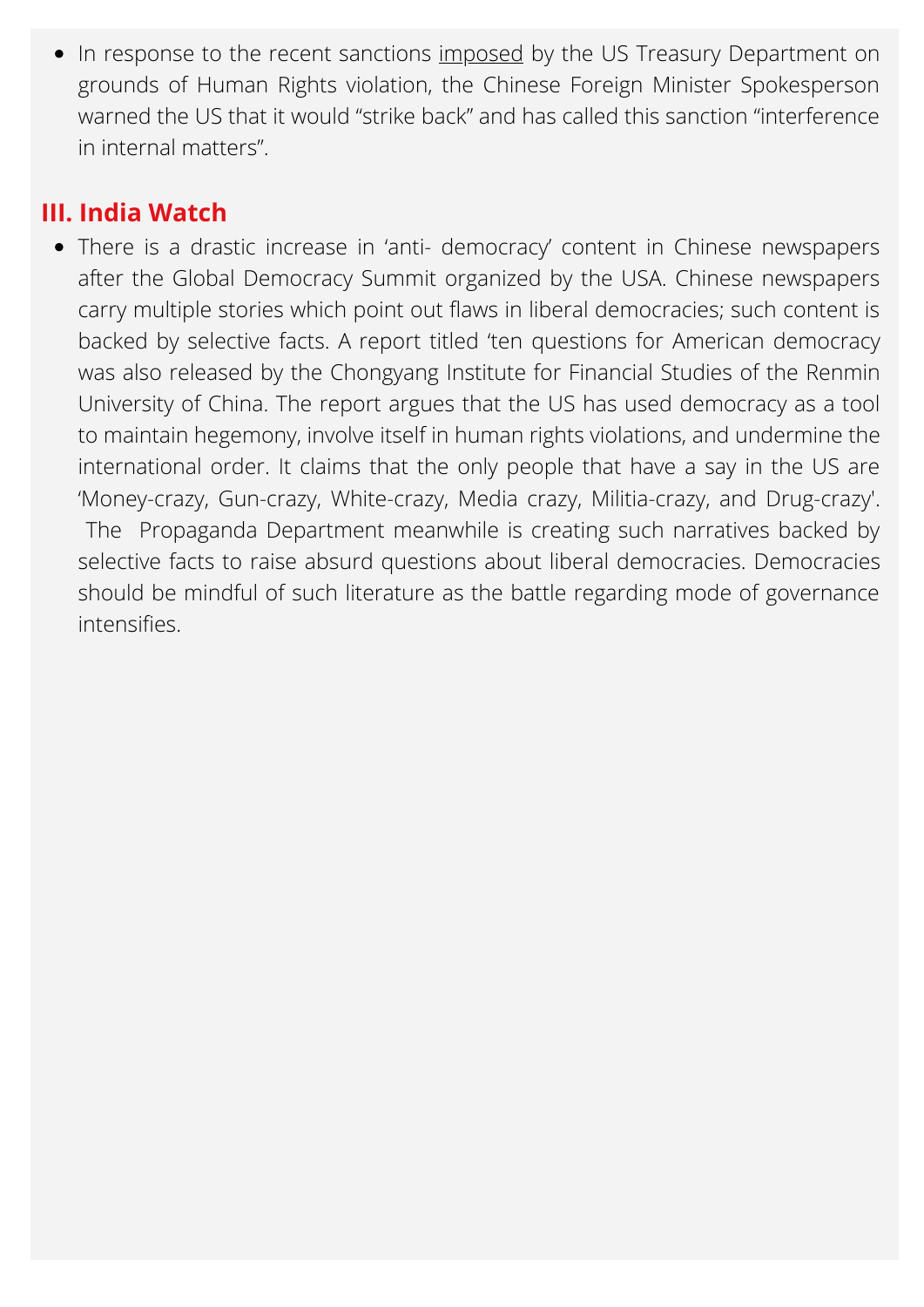- In response to the recent sanctions imposed by the US Treasury Department on grounds of Human Rights violation, the Chinese Foreign Minister Spokesperson warned the US that it would "strike back" and has called this sanction "interference in internal matters".

## III. India Watch

- There is a drastic increase in 'anti- democracy' content in Chinese newspapers after the Global Democracy Summit organized by the USA. Chinese newspapers carry multiple stories which point out flaws in liberal democracies; such content is backed by selective facts. A report titled 'ten questions for American democracy was also released by the Chongyang Institute for Financial Studies of the Renmin University of China. The report argues that the US has used democracy as a tool to maintain hegemony, involve itself in human rights violations, and undermine the international order. It claims that the only people that have a say in the US are 'Money-crazy, Gun-crazy, White-crazy, Media crazy, Militia-crazy, and Drug-crazy'. The Propaganda Department meanwhile is creating such narratives backed by selective facts to raise absurd questions about liberal democracies. Democracies should be mindful of such literature as the battle regarding mode of governance intensifies.